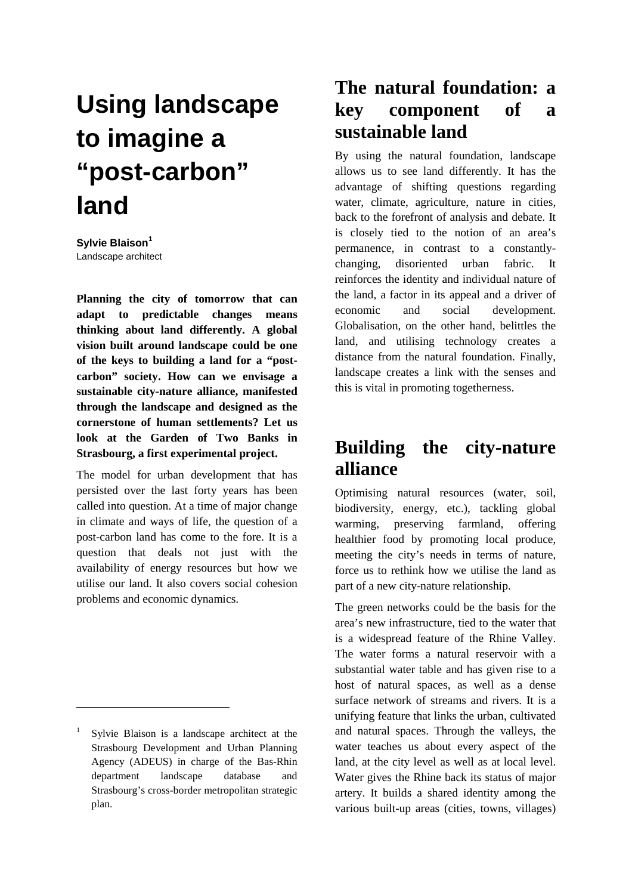# Using landscape to imagine a "post-carbon" land

**Sylvie Blaison**[1]
Landscape architect

**Planning the city of tomorrow that can adapt to predictable changes means thinking about land differently. A global vision built around landscape could be one of the keys to building a land for a "post-carbon" society. How can we envisage a sustainable city-nature alliance, manifested through the landscape and designed as the cornerstone of human settlements? Let us look at the Garden of Two Banks in Strasbourg, a first experimental project.**

The model for urban development that has persisted over the last forty years has been called into question. At a time of major change in climate and ways of life, the question of a post-carbon land has come to the fore. It is a question that deals not just with the availability of energy resources but how we utilise our land. It also covers social cohesion problems and economic dynamics.

## The natural foundation: a key component of a sustainable land

By using the natural foundation, landscape allows us to see land differently. It has the advantage of shifting questions regarding water, climate, agriculture, nature in cities, back to the forefront of analysis and debate. It is closely tied to the notion of an area's permanence, in contrast to a constantly-changing, disoriented urban fabric. It reinforces the identity and individual nature of the land, a factor in its appeal and a driver of economic and social development. Globalisation, on the other hand, belittles the land, and utilising technology creates a distance from the natural foundation. Finally, landscape creates a link with the senses and this is vital in promoting togetherness.

## Building the city-nature alliance

Optimising natural resources (water, soil, biodiversity, energy, etc.), tackling global warming, preserving farmland, offering healthier food by promoting local produce, meeting the city's needs in terms of nature, force us to rethink how we utilise the land as part of a new city-nature relationship.

The green networks could be the basis for the area's new infrastructure, tied to the water that is a widespread feature of the Rhine Valley. The water forms a natural reservoir with a substantial water table and has given rise to a host of natural spaces, as well as a dense surface network of streams and rivers. It is a unifying feature that links the urban, cultivated and natural spaces. Through the valleys, the water teaches us about every aspect of the land, at the city level as well as at local level. Water gives the Rhine back its status of major artery. It builds a shared identity among the various built-up areas (cities, towns, villages)

---

[1] Sylvie Blaison is a landscape architect at the Strasbourg Development and Urban Planning Agency (ADEUS) in charge of the Bas-Rhin department landscape database and Strasbourg's cross-border metropolitan strategic plan.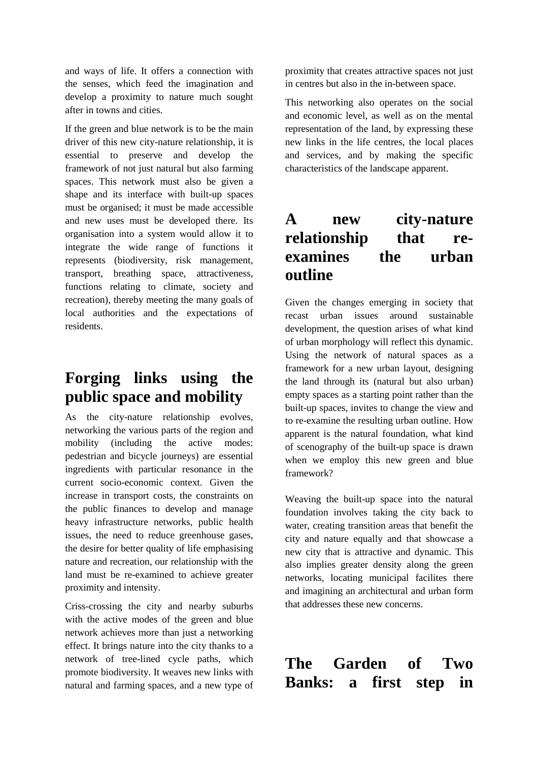and ways of life. It offers a connection with the senses, which feed the imagination and develop a proximity to nature much sought after in towns and cities.

If the green and blue network is to be the main driver of this new city-nature relationship, it is essential to preserve and develop the framework of not just natural but also farming spaces. This network must also be given a shape and its interface with built-up spaces must be organised; it must be made accessible and new uses must be developed there. Its organisation into a system would allow it to integrate the wide range of functions it represents (biodiversity, risk management, transport, breathing space, attractiveness, functions relating to climate, society and recreation), thereby meeting the many goals of local authorities and the expectations of residents.

# Forging links using the public space and mobility

As the city-nature relationship evolves, networking the various parts of the region and mobility (including the active modes: pedestrian and bicycle journeys) are essential ingredients with particular resonance in the current socio-economic context. Given the increase in transport costs, the constraints on the public finances to develop and manage heavy infrastructure networks, public health issues, the need to reduce greenhouse gases, the desire for better quality of life emphasising nature and recreation, our relationship with the land must be re-examined to achieve greater proximity and intensity.

Criss-crossing the city and nearby suburbs with the active modes of the green and blue network achieves more than just a networking effect. It brings nature into the city thanks to a network of tree-lined cycle paths, which promote biodiversity. It weaves new links with natural and farming spaces, and a new type of proximity that creates attractive spaces not just in centres but also in the in-between space.

This networking also operates on the social and economic level, as well as on the mental representation of the land, by expressing these new links in the life centres, the local places and services, and by making the specific characteristics of the landscape apparent.

# A new city-nature relationship that re-examines the urban outline

Given the changes emerging in society that recast urban issues around sustainable development, the question arises of what kind of urban morphology will reflect this dynamic. Using the network of natural spaces as a framework for a new urban layout, designing the land through its (natural but also urban) empty spaces as a starting point rather than the built-up spaces, invites to change the view and to re-examine the resulting urban outline. How apparent is the natural foundation, what kind of scenography of the built-up space is drawn when we employ this new green and blue framework?

Weaving the built-up space into the natural foundation involves taking the city back to water, creating transition areas that benefit the city and nature equally and that showcase a new city that is attractive and dynamic. This also implies greater density along the green networks, locating municipal facilites there and imagining an architectural and urban form that addresses these new concerns.

# The Garden of Two Banks: a first step in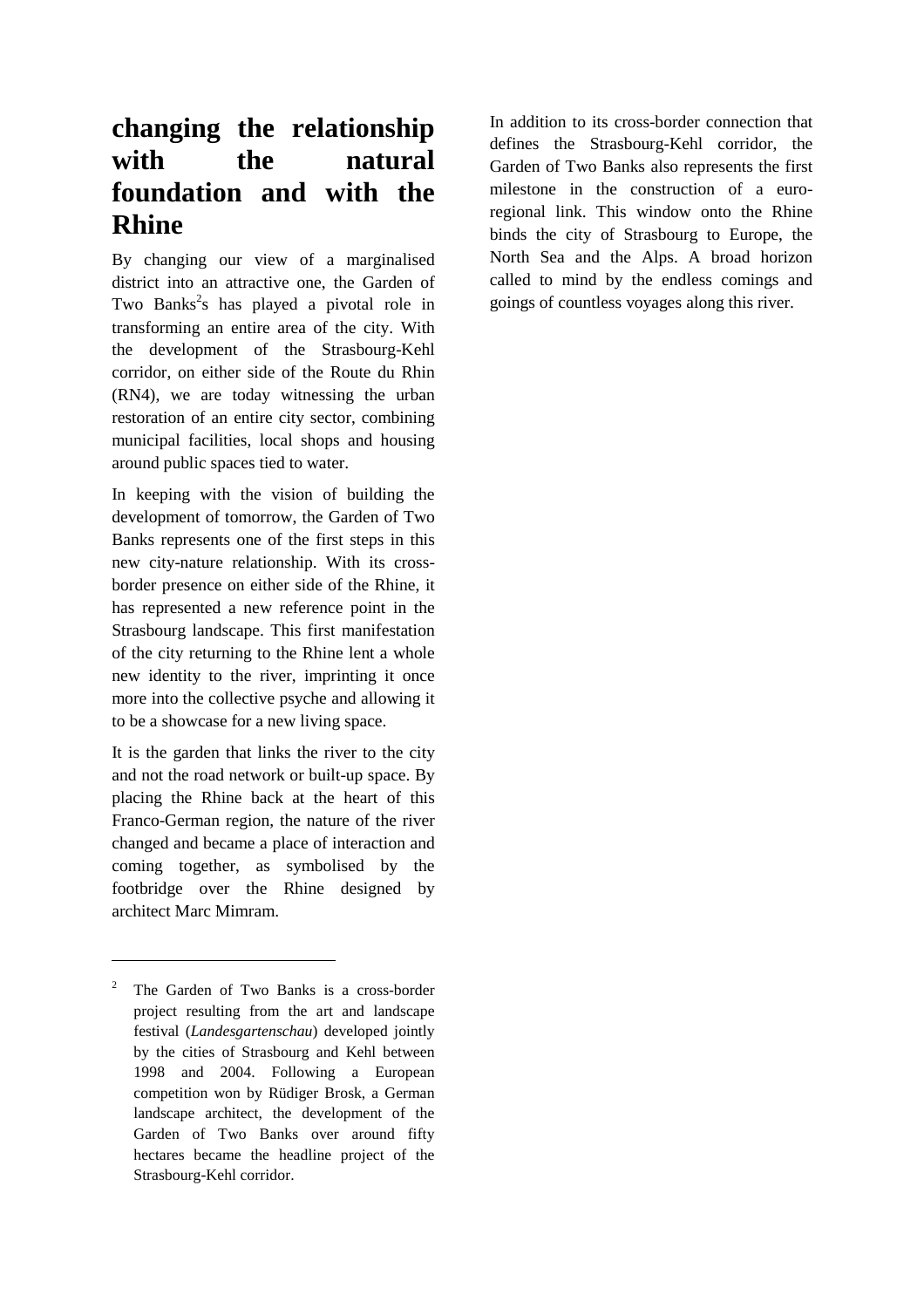## changing the relationship with the natural foundation and with the Rhine

By changing our view of a marginalised district into an attractive one, the Garden of Two Banks[2]s has played a pivotal role in transforming an entire area of the city. With the development of the Strasbourg-Kehl corridor, on either side of the Route du Rhin (RN4), we are today witnessing the urban restoration of an entire city sector, combining municipal facilities, local shops and housing around public spaces tied to water.

In keeping with the vision of building the development of tomorrow, the Garden of Two Banks represents one of the first steps in this new city-nature relationship. With its cross-border presence on either side of the Rhine, it has represented a new reference point in the Strasbourg landscape. This first manifestation of the city returning to the Rhine lent a whole new identity to the river, imprinting it once more into the collective psyche and allowing it to be a showcase for a new living space.

It is the garden that links the river to the city and not the road network or built-up space. By placing the Rhine back at the heart of this Franco-German region, the nature of the river changed and became a place of interaction and coming together, as symbolised by the footbridge over the Rhine designed by architect Marc Mimram.

In addition to its cross-border connection that defines the Strasbourg-Kehl corridor, the Garden of Two Banks also represents the first milestone in the construction of a euro-regional link. This window onto the Rhine binds the city of Strasbourg to Europe, the North Sea and the Alps. A broad horizon called to mind by the endless comings and goings of countless voyages along this river.

---

[2] The Garden of Two Banks is a cross-border project resulting from the art and landscape festival (*Landesgartenschau*) developed jointly by the cities of Strasbourg and Kehl between 1998 and 2004. Following a European competition won by Rüdiger Brosk, a German landscape architect, the development of the Garden of Two Banks over around fifty hectares became the headline project of the Strasbourg-Kehl corridor.